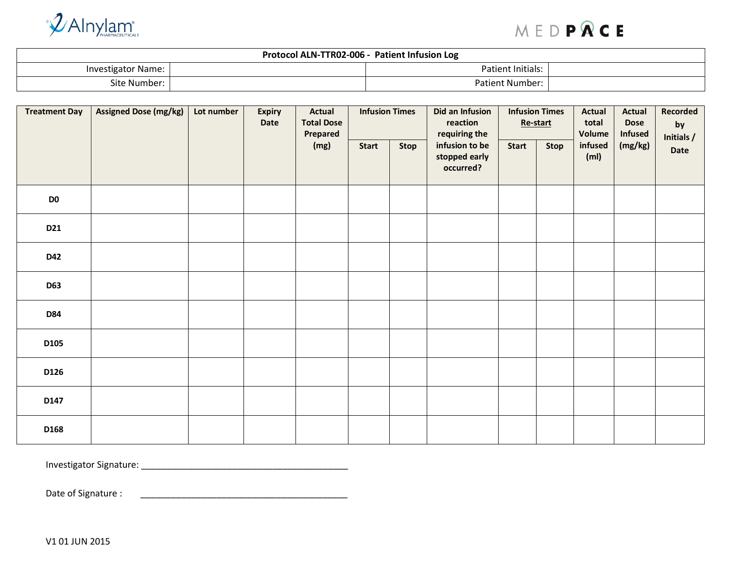Alnylam PHARMACEUTICALS

MEDPACE

| Protocol ALN-TTR02-006 - Patient Infusion Log | | | |
|---|---|---|---|
| Investigator Name: | | Patient Initials: | |
| Site Number: | | Patient Number: | |

| Treatment Day | Assigned Dose (mg/kg) | Lot number | Expiry Date | Actual Total Dose Prepared (mg) | Infusion Times | | Did an Infusion reaction requiring the infusion to be stopped early occurred? | Infusion Times Re-start | | Actual total Volume infused (ml) | Actual Dose Infused (mg/kg) | Recorded by Initials / Date |
|---|---|---|---|---|---|---|---|---|---|---|---|---|
| | | | | | Start | Stop | | Start | Stop | | | |
| D0 | | | | | | | | | | | | |
| D21 | | | | | | | | | | | | |
| D42 | | | | | | | | | | | | |
| D63 | | | | | | | | | | | | |
| D84 | | | | | | | | | | | | |
| D105 | | | | | | | | | | | | |
| D126 | | | | | | | | | | | | |
| D147 | | | | | | | | | | | | |
| D168 | | | | | | | | | | | | |

Investigator Signature: ___________________________________________

Date of Signature : ___________________________________________

V1 01 JUN 2015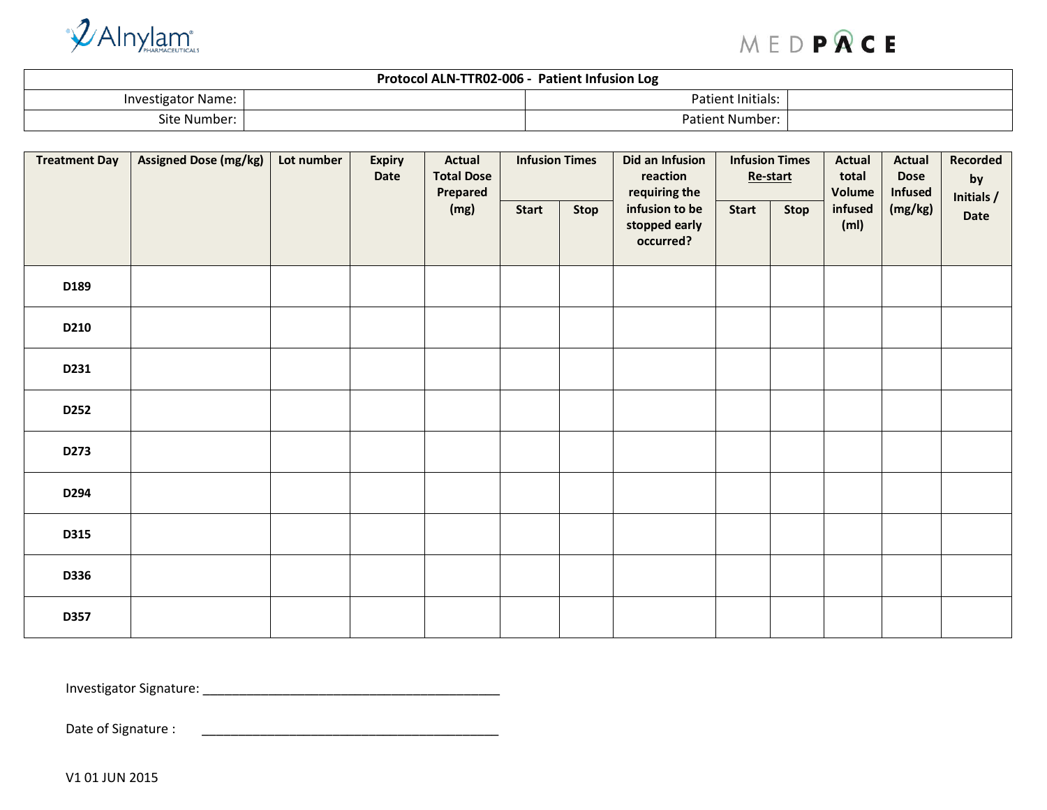| Protocol ALN-TTR02-006 - Patient Infusion Log | | | |
|---|---|---|---|
| Investigator Name: | | Patient Initials: | |
| Site Number: | | Patient Number: | |

| Treatment Day | Assigned Dose (mg/kg) | Lot number | Expiry Date | Actual Total Dose Prepared (mg) | Infusion Times | | Did an Infusion reaction requiring the infusion to be stopped early occurred? | Infusion Times Re-start | | Actual total Volume infused (ml) | Actual Dose Infused (mg/kg) | Recorded by Initials / Date |
|---|---|---|---|---|---|---|---|---|---|---|---|---|
| | | | | | Start | Stop | | Start | Stop | | | |
| D189 | | | | | | | | | | | | |
| D210 | | | | | | | | | | | | |
| D231 | | | | | | | | | | | | |
| D252 | | | | | | | | | | | | |
| D273 | | | | | | | | | | | | |
| D294 | | | | | | | | | | | | |
| D315 | | | | | | | | | | | | |
| D336 | | | | | | | | | | | | |
| D357 | | | | | | | | | | | | |

Investigator Signature: ___________________________________________

Date of Signature : ___________________________________________

V1 01 JUN 2015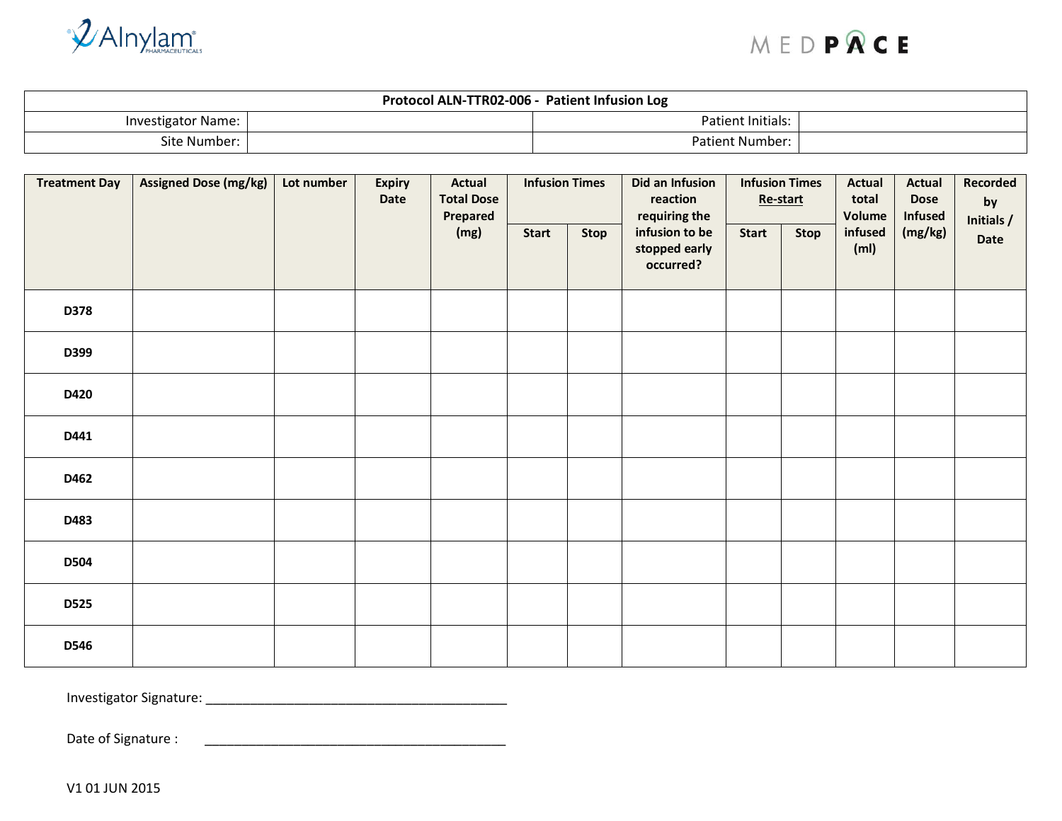| Protocol ALN-TTR02-006 - Patient Infusion Log | | | |
|---|---|---|---|
| Investigator Name: | | Patient Initials: | |
| Site Number: | | Patient Number: | |

| Treatment Day | Assigned Dose (mg/kg) | Lot number | Expiry Date | Actual Total Dose Prepared (mg) | Infusion Times | | Did an Infusion reaction requiring the infusion to be stopped early occurred? | Infusion Times Re-start | | Actual total Volume infused (ml) | Actual Dose Infused (mg/kg) | Recorded by Initials / Date |
|---|---|---|---|---|---|---|---|---|---|---|---|---|
| | | | | | Start | Stop | | Start | Stop | | | |
| **D378** | | | | | | | | | | | | |
| **D399** | | | | | | | | | | | | |
| **D420** | | | | | | | | | | | | |
| **D441** | | | | | | | | | | | | |
| **D462** | | | | | | | | | | | | |
| **D483** | | | | | | | | | | | | |
| **D504** | | | | | | | | | | | | |
| **D525** | | | | | | | | | | | | |
| **D546** | | | | | | | | | | | | |

Investigator Signature: ___________________________________________

Date of Signature : ___________________________________________

V1 01 JUN 2015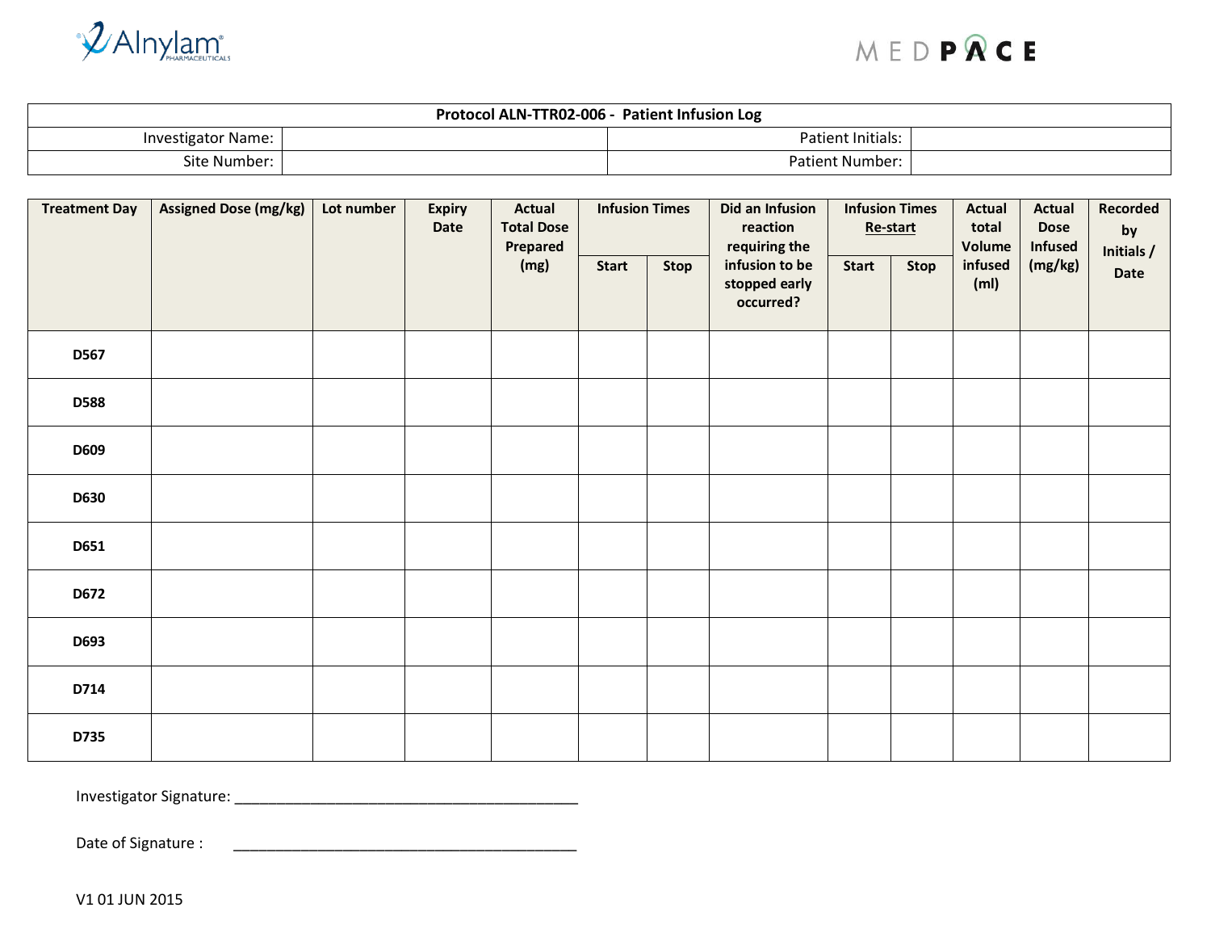| Protocol ALN-TTR02-006 - Patient Infusion Log | | | |
|---|---|---|---|
| Investigator Name: | | Patient Initials: | |
| Site Number: | | Patient Number: | |

| Treatment Day | Assigned Dose (mg/kg) | Lot number | Expiry Date | Actual Total Dose Prepared (mg) | Infusion Times | | Did an Infusion reaction requiring the infusion to be stopped early occurred? | Infusion Times Re-start | | Actual total Volume infused (ml) | Actual Dose Infused (mg/kg) | Recorded by Initials / Date |
|---|---|---|---|---|---|---|---|---|---|---|---|---|
| | | | | | Start | Stop | | Start | Stop | | | |
| D567 | | | | | | | | | | | | |
| D588 | | | | | | | | | | | | |
| D609 | | | | | | | | | | | | |
| D630 | | | | | | | | | | | | |
| D651 | | | | | | | | | | | | |
| D672 | | | | | | | | | | | | |
| D693 | | | | | | | | | | | | |
| D714 | | | | | | | | | | | | |
| D735 | | | | | | | | | | | | |

Investigator Signature: ___________________________________________

Date of Signature : ___________________________________________

V1 01 JUN 2015